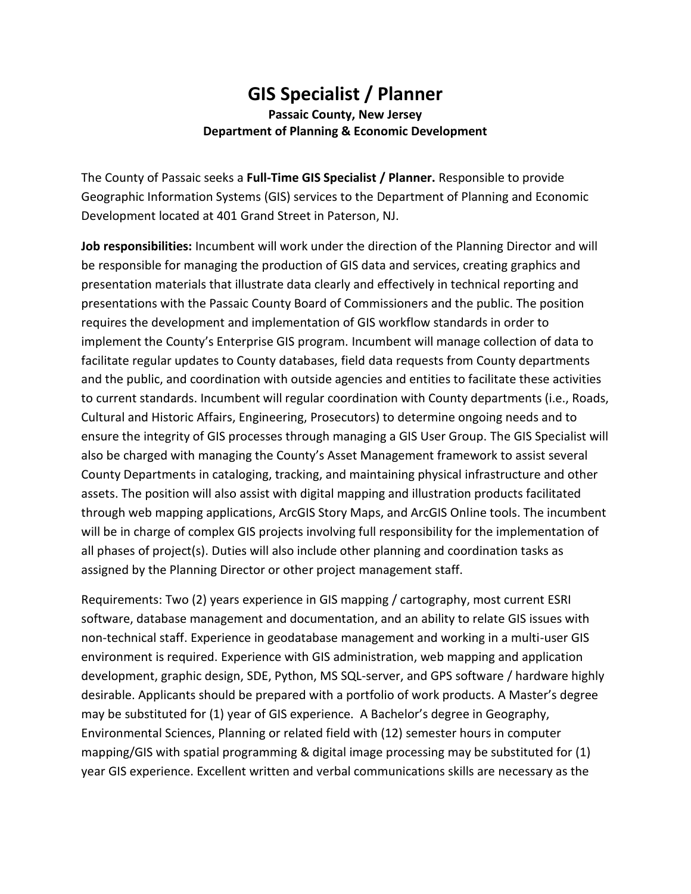# GIS Specialist / Planner

**Passaic County, New Jersey**
**Department of Planning & Economic Development**

The County of Passaic seeks a **Full-Time GIS Specialist / Planner.** Responsible to provide Geographic Information Systems (GIS) services to the Department of Planning and Economic Development located at 401 Grand Street in Paterson, NJ.

**Job responsibilities:** Incumbent will work under the direction of the Planning Director and will be responsible for managing the production of GIS data and services, creating graphics and presentation materials that illustrate data clearly and effectively in technical reporting and presentations with the Passaic County Board of Commissioners and the public. The position requires the development and implementation of GIS workflow standards in order to implement the County's Enterprise GIS program. Incumbent will manage collection of data to facilitate regular updates to County databases, field data requests from County departments and the public, and coordination with outside agencies and entities to facilitate these activities to current standards. Incumbent will regular coordination with County departments (i.e., Roads, Cultural and Historic Affairs, Engineering, Prosecutors) to determine ongoing needs and to ensure the integrity of GIS processes through managing a GIS User Group. The GIS Specialist will also be charged with managing the County's Asset Management framework to assist several County Departments in cataloging, tracking, and maintaining physical infrastructure and other assets. The position will also assist with digital mapping and illustration products facilitated through web mapping applications, ArcGIS Story Maps, and ArcGIS Online tools. The incumbent will be in charge of complex GIS projects involving full responsibility for the implementation of all phases of project(s). Duties will also include other planning and coordination tasks as assigned by the Planning Director or other project management staff.

Requirements: Two (2) years experience in GIS mapping / cartography, most current ESRI software, database management and documentation, and an ability to relate GIS issues with non-technical staff. Experience in geodatabase management and working in a multi-user GIS environment is required. Experience with GIS administration, web mapping and application development, graphic design, SDE, Python, MS SQL-server, and GPS software / hardware highly desirable. Applicants should be prepared with a portfolio of work products. A Master's degree may be substituted for (1) year of GIS experience. A Bachelor's degree in Geography, Environmental Sciences, Planning or related field with (12) semester hours in computer mapping/GIS with spatial programming & digital image processing may be substituted for (1) year GIS experience. Excellent written and verbal communications skills are necessary as the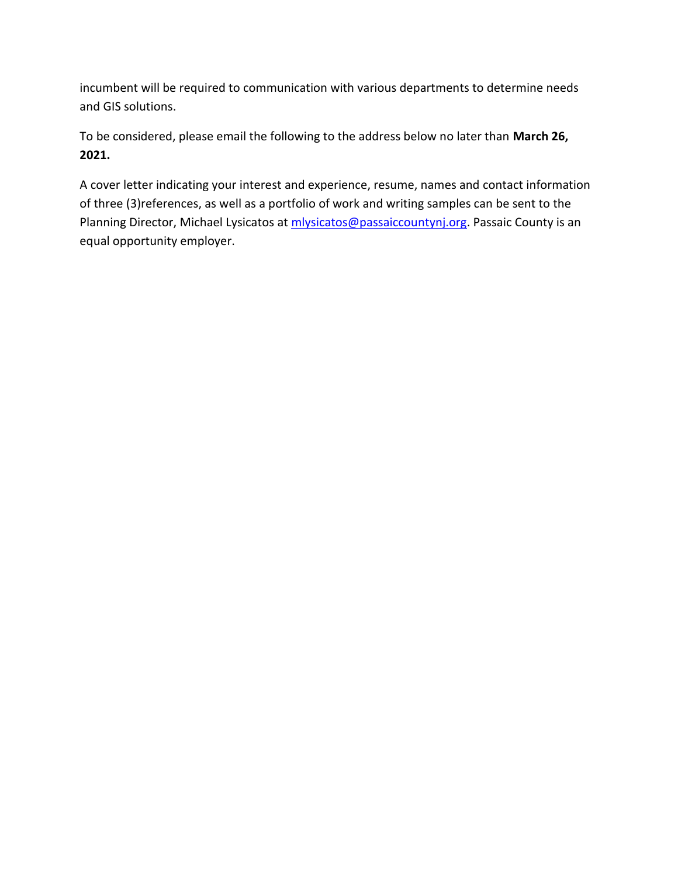incumbent will be required to communication with various departments to determine needs and GIS solutions.

To be considered, please email the following to the address below no later than **March 26, 2021.**

A cover letter indicating your interest and experience, resume, names and contact information of three (3)references, as well as a portfolio of work and writing samples can be sent to the Planning Director, Michael Lysicatos at mlysicatos@passaiccountynj.org. Passaic County is an equal opportunity employer.